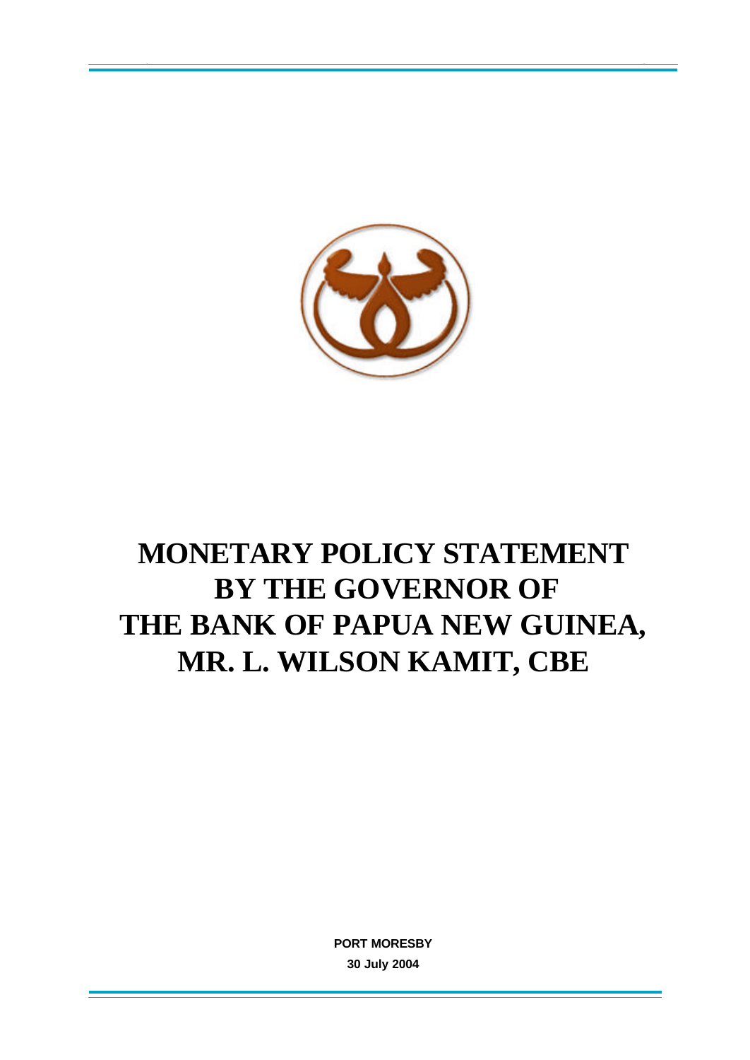# MONETARY POLICY STATEMENT BY THE GOVERNOR OF THE BANK OF PAPUA NEW GUINEA, MR. L. WILSON KAMIT, CBE

**PORT MORESBY**

**30 July 2004**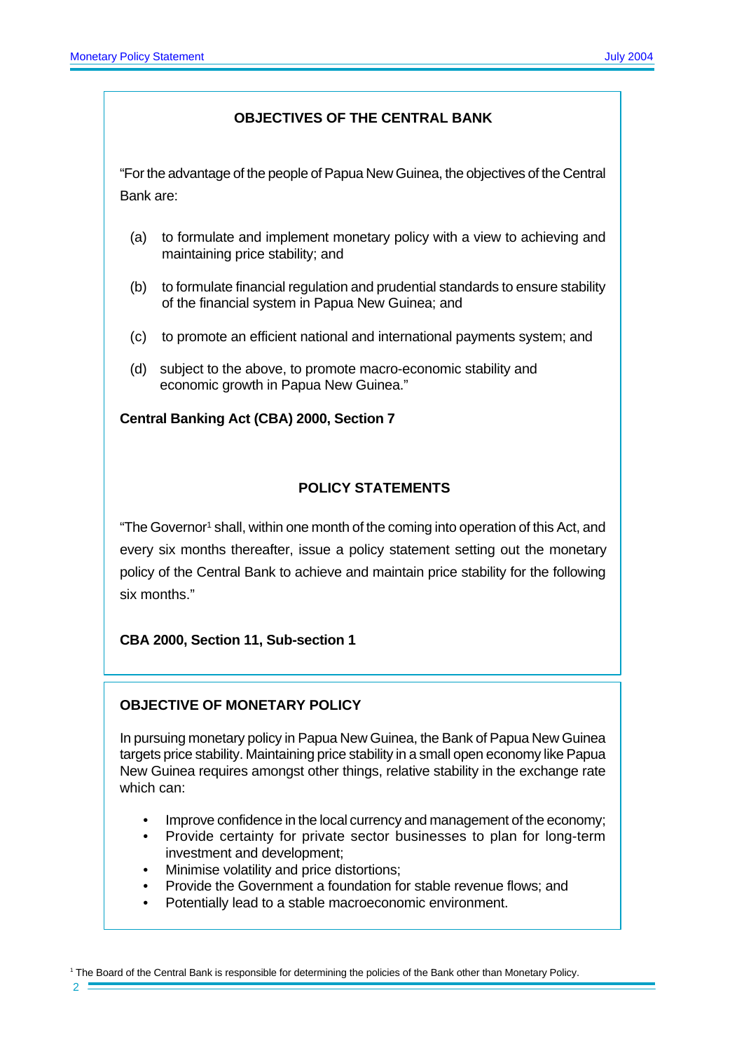## OBJECTIVES OF THE CENTRAL BANK

"For the advantage of the people of Papua New Guinea, the objectives of the Central Bank are:

(a) to formulate and implement monetary policy with a view to achieving and maintaining price stability; and

(b) to formulate financial regulation and prudential standards to ensure stability of the financial system in Papua New Guinea; and

(c) to promote an efficient national and international payments system; and

(d) subject to the above, to promote macro-economic stability and economic growth in Papua New Guinea."

**Central Banking Act (CBA) 2000, Section 7**

## POLICY STATEMENTS

"The Governor[1] shall, within one month of the coming into operation of this Act, and every six months thereafter, issue a policy statement setting out the monetary policy of the Central Bank to achieve and maintain price stability for the following six months."

**CBA 2000, Section 11, Sub-section 1**

## OBJECTIVE OF MONETARY POLICY

In pursuing monetary policy in Papua New Guinea, the Bank of Papua New Guinea targets price stability. Maintaining price stability in a small open economy like Papua New Guinea requires amongst other things, relative stability in the exchange rate which can:

- Improve confidence in the local currency and management of the economy;
- Provide certainty for private sector businesses to plan for long-term investment and development;
- Minimise volatility and price distortions;
- Provide the Government a foundation for stable revenue flows; and
- Potentially lead to a stable macroeconomic environment.

[1] The Board of the Central Bank is responsible for determining the policies of the Bank other than Monetary Policy.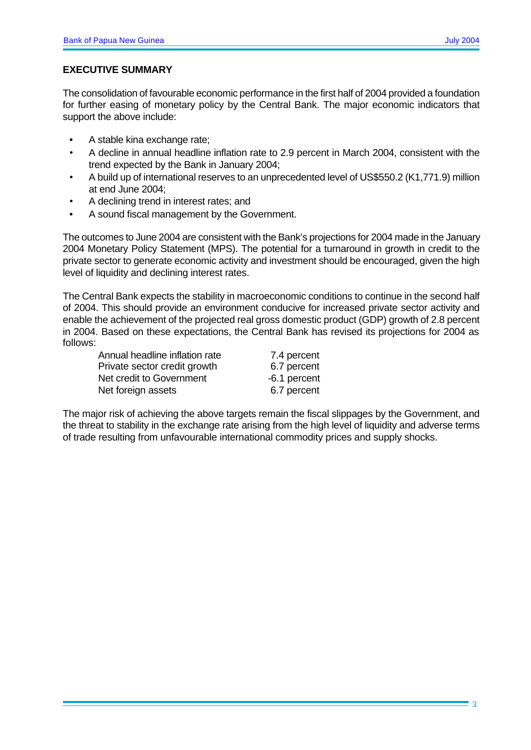## EXECUTIVE SUMMARY

The consolidation of favourable economic performance in the first half of 2004 provided a foundation for further easing of monetary policy by the Central Bank. The major economic indicators that support the above include:

- A stable kina exchange rate;
- A decline in annual headline inflation rate to 2.9 percent in March 2004, consistent with the trend expected by the Bank in January 2004;
- A build up of international reserves to an unprecedented level of US$550.2 (K1,771.9) million at end June 2004;
- A declining trend in interest rates; and
- A sound fiscal management by the Government.

The outcomes to June 2004 are consistent with the Bank's projections for 2004 made in the January 2004 Monetary Policy Statement (MPS). The potential for a turnaround in growth in credit to the private sector to generate economic activity and investment should be encouraged, given the high level of liquidity and declining interest rates.

The Central Bank expects the stability in macroeconomic conditions to continue in the second half of 2004. This should provide an environment conducive for increased private sector activity and enable the achievement of the projected real gross domestic product (GDP) growth of 2.8 percent in 2004. Based on these expectations, the Central Bank has revised its projections for 2004 as follows:

| | |
|---|---|
| Annual headline inflation rate | 7.4 percent |
| Private sector credit growth | 6.7 percent |
| Net credit to Government | -6.1 percent |
| Net foreign assets | 6.7 percent |

The major risk of achieving the above targets remain the fiscal slippages by the Government, and the threat to stability in the exchange rate arising from the high level of liquidity and adverse terms of trade resulting from unfavourable international commodity prices and supply shocks.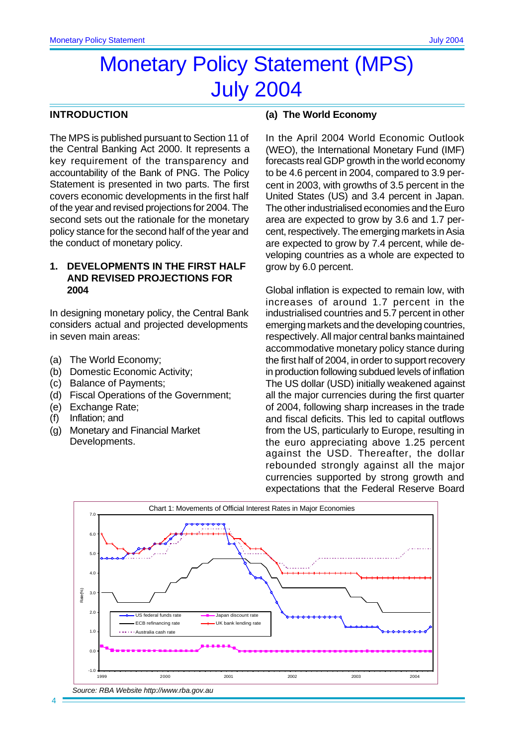# Monetary Policy Statement (MPS) July 2004

## INTRODUCTION

The MPS is published pursuant to Section 11 of the Central Banking Act 2000. It represents a key requirement of the transparency and accountability of the Bank of PNG. The Policy Statement is presented in two parts. The first covers economic developments in the first half of the year and revised projections for 2004. The second sets out the rationale for the monetary policy stance for the second half of the year and the conduct of monetary policy.

### 1. DEVELOPMENTS IN THE FIRST HALF AND REVISED PROJECTIONS FOR 2004

In designing monetary policy, the Central Bank considers actual and projected developments in seven main areas:

(a) The World Economy;
(b) Domestic Economic Activity;
(c) Balance of Payments;
(d) Fiscal Operations of the Government;
(e) Exchange Rate;
(f) Inflation; and
(g) Monetary and Financial Market Developments.

### (a) The World Economy

In the April 2004 World Economic Outlook (WEO), the International Monetary Fund (IMF) forecasts real GDP growth in the world economy to be 4.6 percent in 2004, compared to 3.9 percent in 2003, with growths of 3.5 percent in the United States (US) and 3.4 percent in Japan. The other industrialised economies and the Euro area are expected to grow by 3.6 and 1.7 percent, respectively. The emerging markets in Asia are expected to grow by 7.4 percent, while developing countries as a whole are expected to grow by 6.0 percent.

Global inflation is expected to remain low, with increases of around 1.7 percent in the industrialised countries and 5.7 percent in other emerging markets and the developing countries, respectively. All major central banks maintained accommodative monetary policy stance during the first half of 2004, in order to support recovery in production following subdued levels of inflation. The US dollar (USD) initially weakened against all the major currencies during the first quarter of 2004, following sharp increases in the trade and fiscal deficits. This led to capital outflows from the US, particularly to Europe, resulting in the euro appreciating above 1.25 percent against the USD. Thereafter, the dollar rebounded strongly against all the major currencies supported by strong growth and expectations that the Federal Reserve Board

Chart 1: Movements of Official Interest Rates in Major Economies

*Source: RBA Website http://www.rba.gov.au*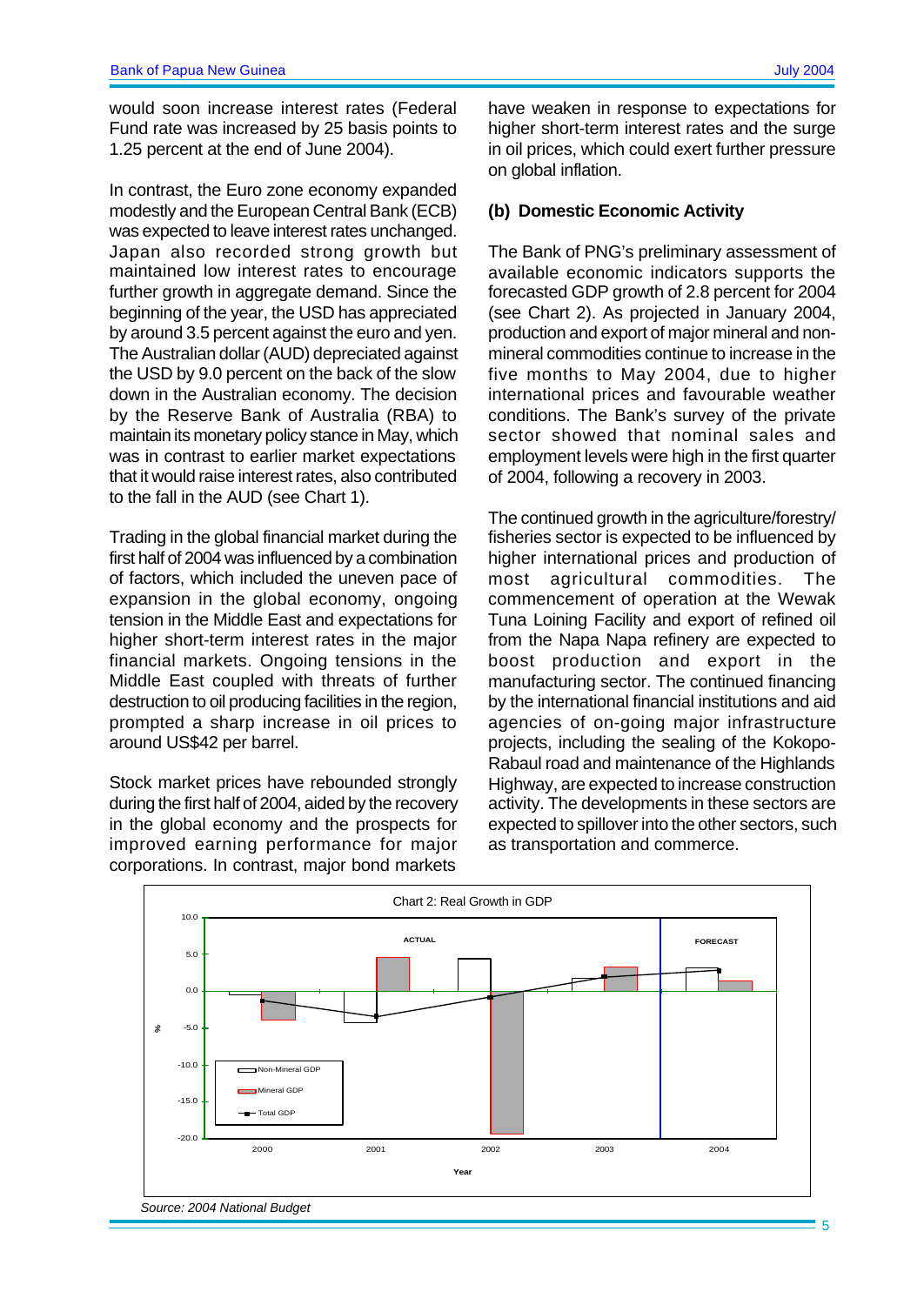would soon increase interest rates (Federal Fund rate was increased by 25 basis points to 1.25 percent at the end of June 2004).

In contrast, the Euro zone economy expanded modestly and the European Central Bank (ECB) was expected to leave interest rates unchanged. Japan also recorded strong growth but maintained low interest rates to encourage further growth in aggregate demand. Since the beginning of the year, the USD has appreciated by around 3.5 percent against the euro and yen. The Australian dollar (AUD) depreciated against the USD by 9.0 percent on the back of the slow down in the Australian economy. The decision by the Reserve Bank of Australia (RBA) to maintain its monetary policy stance in May, which was in contrast to earlier market expectations that it would raise interest rates, also contributed to the fall in the AUD (see Chart 1).

Trading in the global financial market during the first half of 2004 was influenced by a combination of factors, which included the uneven pace of expansion in the global economy, ongoing tension in the Middle East and expectations for higher short-term interest rates in the major financial markets. Ongoing tensions in the Middle East coupled with threats of further destruction to oil producing facilities in the region, prompted a sharp increase in oil prices to around US$42 per barrel.

Stock market prices have rebounded strongly during the first half of 2004, aided by the recovery in the global economy and the prospects for improved earning performance for major corporations. In contrast, major bond markets have weaken in response to expectations for higher short-term interest rates and the surge in oil prices, which could exert further pressure on global inflation.

### (b) Domestic Economic Activity

The Bank of PNG's preliminary assessment of available economic indicators supports the forecasted GDP growth of 2.8 percent for 2004 (see Chart 2). As projected in January 2004, production and export of major mineral and non-mineral commodities continue to increase in the five months to May 2004, due to higher international prices and favourable weather conditions. The Bank's survey of the private sector showed that nominal sales and employment levels were high in the first quarter of 2004, following a recovery in 2003.

The continued growth in the agriculture/forestry/fisheries sector is expected to be influenced by higher international prices and production of most agricultural commodities. The commencement of operation at the Wewak Tuna Loining Facility and export of refined oil from the Napa Napa refinery are expected to boost production and export in the manufacturing sector. The continued financing by the international financial institutions and aid agencies of on-going major infrastructure projects, including the sealing of the Kokopo-Rabaul road and maintenance of the Highlands Highway, are expected to increase construction activity. The developments in these sectors are expected to spillover into the other sectors, such as transportation and commerce.

Chart 2: Real Growth in GDP

*Source: 2004 National Budget*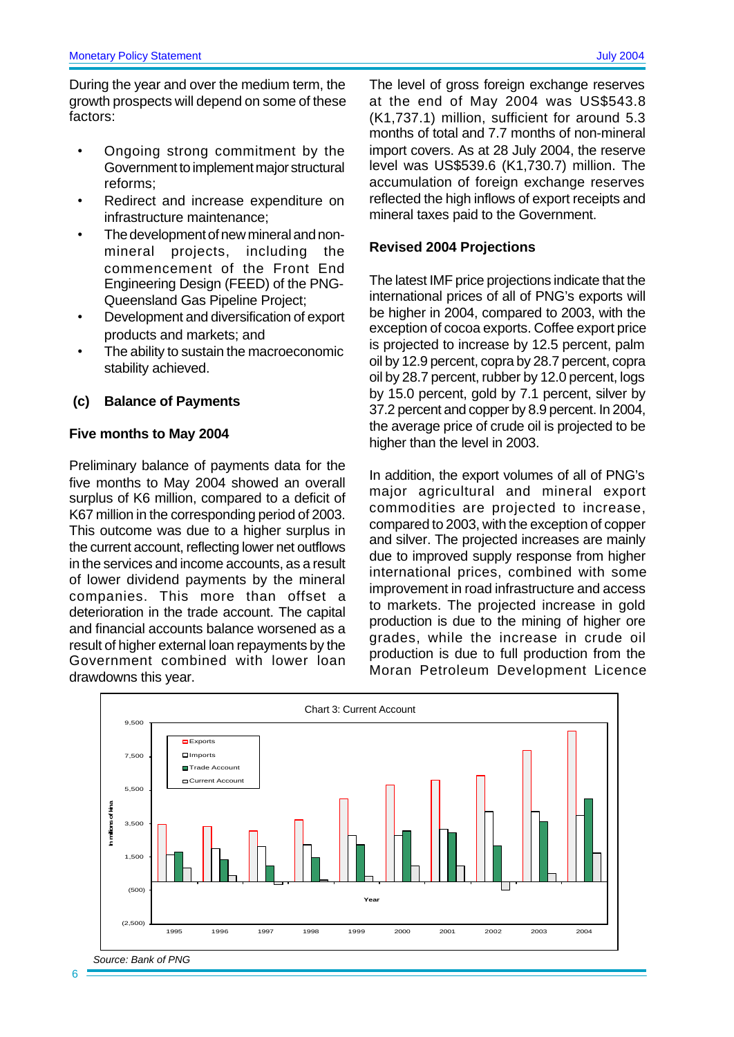During the year and over the medium term, the growth prospects will depend on some of these factors:

- Ongoing strong commitment by the Government to implement major structural reforms;
- Redirect and increase expenditure on infrastructure maintenance;
- The development of new mineral and non-mineral projects, including the commencement of the Front End Engineering Design (FEED) of the PNG-Queensland Gas Pipeline Project;
- Development and diversification of export products and markets; and
- The ability to sustain the macroeconomic stability achieved.

## (c) Balance of Payments

### Five months to May 2004

Preliminary balance of payments data for the five months to May 2004 showed an overall surplus of K6 million, compared to a deficit of K67 million in the corresponding period of 2003. This outcome was due to a higher surplus in the current account, reflecting lower net outflows in the services and income accounts, as a result of lower dividend payments by the mineral companies. This more than offset a deterioration in the trade account. The capital and financial accounts balance worsened as a result of higher external loan repayments by the Government combined with lower loan drawdowns this year.

The level of gross foreign exchange reserves at the end of May 2004 was US$543.8 (K1,737.1) million, sufficient for around 5.3 months of total and 7.7 months of non-mineral import covers. As at 28 July 2004, the reserve level was US$539.6 (K1,730.7) million. The accumulation of foreign exchange reserves reflected the high inflows of export receipts and mineral taxes paid to the Government.

### Revised 2004 Projections

The latest IMF price projections indicate that the international prices of all of PNG's exports will be higher in 2004, compared to 2003, with the exception of cocoa exports. Coffee export price is projected to increase by 12.5 percent, palm oil by 12.9 percent, copra by 28.7 percent, copra oil by 28.7 percent, rubber by 12.0 percent, logs by 15.0 percent, gold by 7.1 percent, silver by 37.2 percent and copper by 8.9 percent. In 2004, the average price of crude oil is projected to be higher than the level in 2003.

In addition, the export volumes of all of PNG's major agricultural and mineral export commodities are projected to increase, compared to 2003, with the exception of copper and silver. The projected increases are mainly due to improved supply response from higher international prices, combined with some improvement in road infrastructure and access to markets. The projected increase in gold production is due to the mining of higher ore grades, while the increase in crude oil production is due to full production from the Moran Petroleum Development Licence

Chart 3: Current Account

Source: Bank of PNG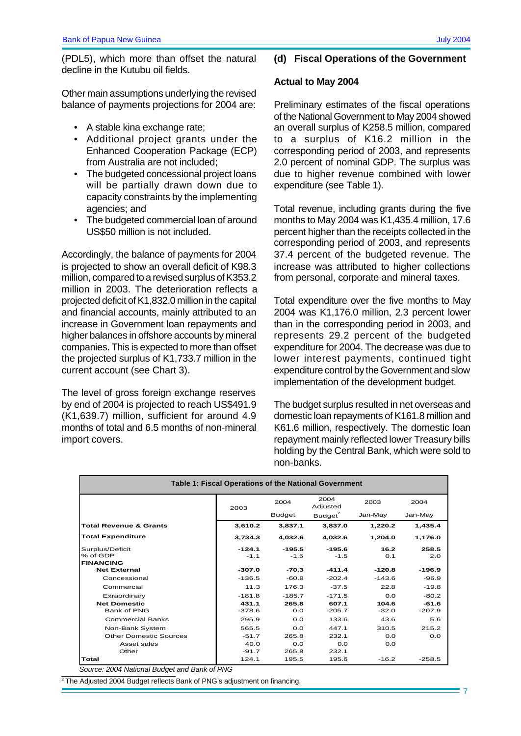(PDL5), which more than offset the natural decline in the Kutubu oil fields.

Other main assumptions underlying the revised balance of payments projections for 2004 are:

- A stable kina exchange rate;
- Additional project grants under the Enhanced Cooperation Package (ECP) from Australia are not included;
- The budgeted concessional project loans will be partially drawn down due to capacity constraints by the implementing agencies; and
- The budgeted commercial loan of around US$50 million is not included.

Accordingly, the balance of payments for 2004 is projected to show an overall deficit of K98.3 million, compared to a revised surplus of K353.2 million in 2003. The deterioration reflects a projected deficit of K1,832.0 million in the capital and financial accounts, mainly attributed to an increase in Government loan repayments and higher balances in offshore accounts by mineral companies. This is expected to more than offset the projected surplus of K1,733.7 million in the current account (see Chart 3).

The level of gross foreign exchange reserves by end of 2004 is projected to reach US$491.9 (K1,639.7) million, sufficient for around 4.9 months of total and 6.5 months of non-mineral import covers.

### (d) Fiscal Operations of the Government

#### Actual to May 2004

Preliminary estimates of the fiscal operations of the National Government to May 2004 showed an overall surplus of K258.5 million, compared to a surplus of K16.2 million in the corresponding period of 2003, and represents 2.0 percent of nominal GDP. The surplus was due to higher revenue combined with lower expenditure (see Table 1).

Total revenue, including grants during the five months to May 2004 was K1,435.4 million, 17.6 percent higher than the receipts collected in the corresponding period of 2003, and represents 37.4 percent of the budgeted revenue. The increase was attributed to higher collections from personal, corporate and mineral taxes.

Total expenditure over the five months to May 2004 was K1,176.0 million, 2.3 percent lower than in the corresponding period in 2003, and represents 29.2 percent of the budgeted expenditure for 2004. The decrease was due to lower interest payments, continued tight expenditure control by the Government and slow implementation of the development budget.

The budget surplus resulted in net overseas and domestic loan repayments of K161.8 million and K61.6 million, respectively. The domestic loan repayment mainly reflected lower Treasury bills holding by the Central Bank, which were sold to non-banks.

**Table 1: Fiscal Operations of the National Government**

| | 2003 | 2004 Budget | 2004 Adjusted Budget[2] | 2003 Jan-May | 2004 Jan-May |
|---|---|---|---|---|---|
| **Total Revenue & Grants** | **3,610.2** | **3,837.1** | **3,837.0** | **1,220.2** | **1,435.4** |
| **Total Expenditure** | **3,734.3** | **4,032.6** | **4,032.6** | **1,204.0** | **1,176.0** |
| Surplus/Deficit | **-124.1** | **-195.5** | **-195.6** | **16.2** | **258.5** |
| % of GDP | -1.1 | -1.5 | -1.5 | 0.1 | 2.0 |
| **FINANCING** | | | | | |
| **Net External** | **-307.0** | **-70.3** | **-411.4** | **-120.8** | **-196.9** |
| Concessional | -136.5 | -60.9 | -202.4 | -143.6 | -96.9 |
| Commercial | 11.3 | 176.3 | -37.5 | 22.8 | -19.8 |
| Exraordinary | -181.8 | -185.7 | -171.5 | 0.0 | -80.2 |
| **Net Domestic** | **431.1** | **265.8** | **607.1** | **104.6** | **-61.6** |
| Bank of PNG | -378.6 | 0.0 | -205.7 | -32.0 | -207.9 |
| Commercial Banks | 295.9 | 0.0 | 133.6 | 43.6 | 5.6 |
| Non-Bank System | 565.5 | 0.0 | 447.1 | 310.5 | 215.2 |
| Other Domestic Sources | -51.7 | 265.8 | 232.1 | 0.0 | 0.0 |
| Asset sales | 40.0 | 0.0 | 0.0 | 0.0 | |
| Other | -91.7 | 265.8 | 232.1 | | |
| **Total** | 124.1 | 195.5 | 195.6 | -16.2 | -258.5 |

*Source: 2004 National Budget and Bank of PNG*

[2] The Adjusted 2004 Budget reflects Bank of PNG's adjustment on financing.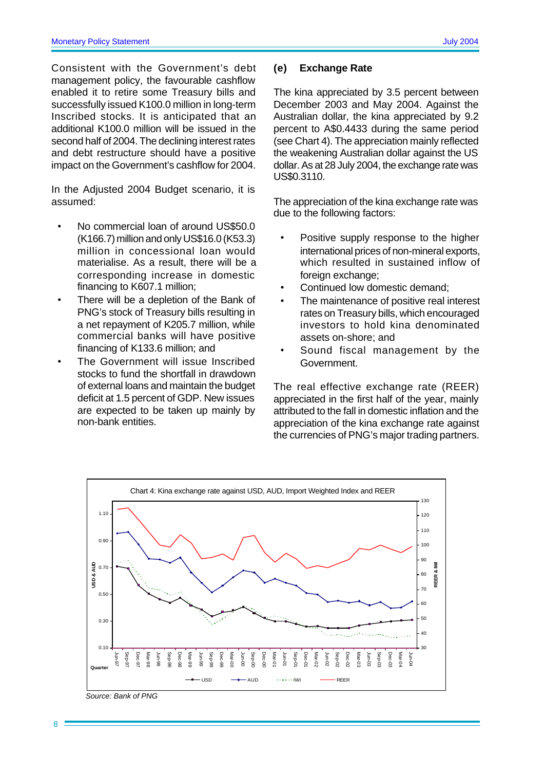Consistent with the Government's debt management policy, the favourable cashflow enabled it to retire some Treasury bills and successfully issued K100.0 million in long-term Inscribed stocks. It is anticipated that an additional K100.0 million will be issued in the second half of 2004. The declining interest rates and debt restructure should have a positive impact on the Government's cashflow for 2004.

In the Adjusted 2004 Budget scenario, it is assumed:

- No commercial loan of around US$50.0 (K166.7) million and only US$16.0 (K53.3) million in concessional loan would materialise. As a result, there will be a corresponding increase in domestic financing to K607.1 million;
- There will be a depletion of the Bank of PNG's stock of Treasury bills resulting in a net repayment of K205.7 million, while commercial banks will have positive financing of K133.6 million; and
- The Government will issue Inscribed stocks to fund the shortfall in drawdown of external loans and maintain the budget deficit at 1.5 percent of GDP. New issues are expected to be taken up mainly by non-bank entities.

### (e) Exchange Rate

The kina appreciated by 3.5 percent between December 2003 and May 2004. Against the Australian dollar, the kina appreciated by 9.2 percent to A$0.4433 during the same period (see Chart 4). The appreciation mainly reflected the weakening Australian dollar against the US dollar. As at 28 July 2004, the exchange rate was US$0.3110.

The appreciation of the kina exchange rate was due to the following factors:

- Positive supply response to the higher international prices of non-mineral exports, which resulted in sustained inflow of foreign exchange;
- Continued low domestic demand;
- The maintenance of positive real interest rates on Treasury bills, which encouraged investors to hold kina denominated assets on-shore; and
- Sound fiscal management by the Government.

The real effective exchange rate (REER) appreciated in the first half of the year, mainly attributed to the fall in domestic inflation and the appreciation of the kina exchange rate against the currencies of PNG's major trading partners.

Chart 4: Kina exchange rate against USD, AUD, Import Weighted Index and REER

*Source: Bank of PNG*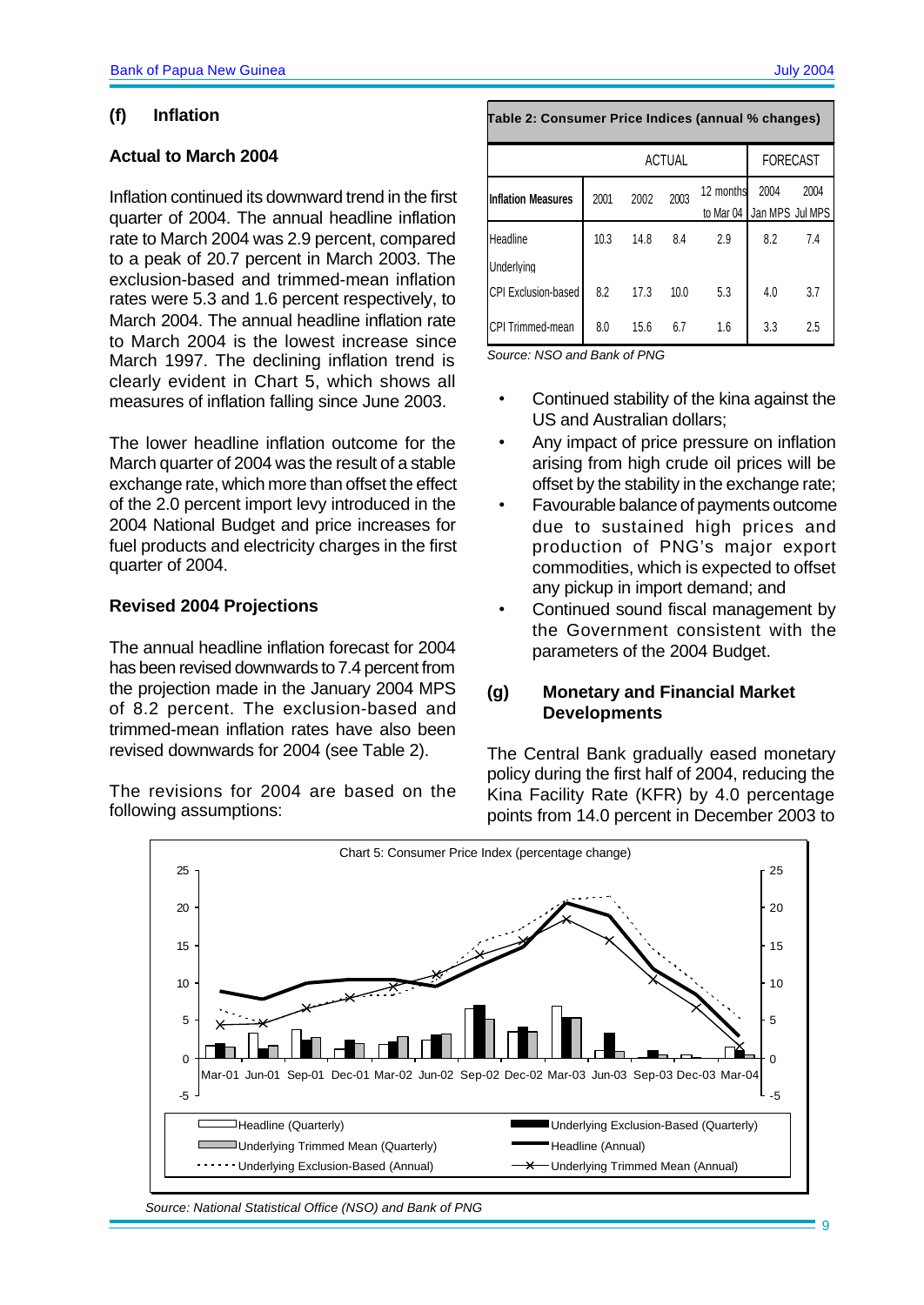### (f) Inflation

**Actual to March 2004**

Inflation continued its downward trend in the first quarter of 2004. The annual headline inflation rate to March 2004 was 2.9 percent, compared to a peak of 20.7 percent in March 2003. The exclusion-based and trimmed-mean inflation rates were 5.3 and 1.6 percent respectively, to March 2004. The annual headline inflation rate to March 2004 is the lowest increase since March 1997. The declining inflation trend is clearly evident in Chart 5, which shows all measures of inflation falling since June 2003.

The lower headline inflation outcome for the March quarter of 2004 was the result of a stable exchange rate, which more than offset the effect of the 2.0 percent import levy introduced in the 2004 National Budget and price increases for fuel products and electricity charges in the first quarter of 2004.

**Revised 2004 Projections**

The annual headline inflation forecast for 2004 has been revised downwards to 7.4 percent from the projection made in the January 2004 MPS of 8.2 percent. The exclusion-based and trimmed-mean inflation rates have also been revised downwards for 2004 (see Table 2).

The revisions for 2004 are based on the following assumptions:

**Table 2: Consumer Price Indices (annual % changes)**

| | ACTUAL | | | | FORECAST | |
|---|---|---|---|---|---|---|
| **Inflation Measures** | 2001 | 2002 | 2003 | 12 months to Mar 04 | 2004 Jan MPS | 2004 Jul MPS |
| Headline | 10.3 | 14.8 | 8.4 | 2.9 | 8.2 | 7.4 |
| Underlying | | | | | | |
| CPI Exclusion-based | 8.2 | 17.3 | 10.0 | 5.3 | 4.0 | 3.7 |
| CPI Trimmed-mean | 8.0 | 15.6 | 6.7 | 1.6 | 3.3 | 2.5 |

*Source: NSO and Bank of PNG*

- Continued stability of the kina against the US and Australian dollars;
- Any impact of price pressure on inflation arising from high crude oil prices will be offset by the stability in the exchange rate;
- Favourable balance of payments outcome due to sustained high prices and production of PNG's major export commodities, which is expected to offset any pickup in import demand; and
- Continued sound fiscal management by the Government consistent with the parameters of the 2004 Budget.

### (g) Monetary and Financial Market Developments

The Central Bank gradually eased monetary policy during the first half of 2004, reducing the Kina Facility Rate (KFR) by 4.0 percentage points from 14.0 percent in December 2003 to

Chart 5: Consumer Price Index (percentage change)

*Source: National Statistical Office (NSO) and Bank of PNG*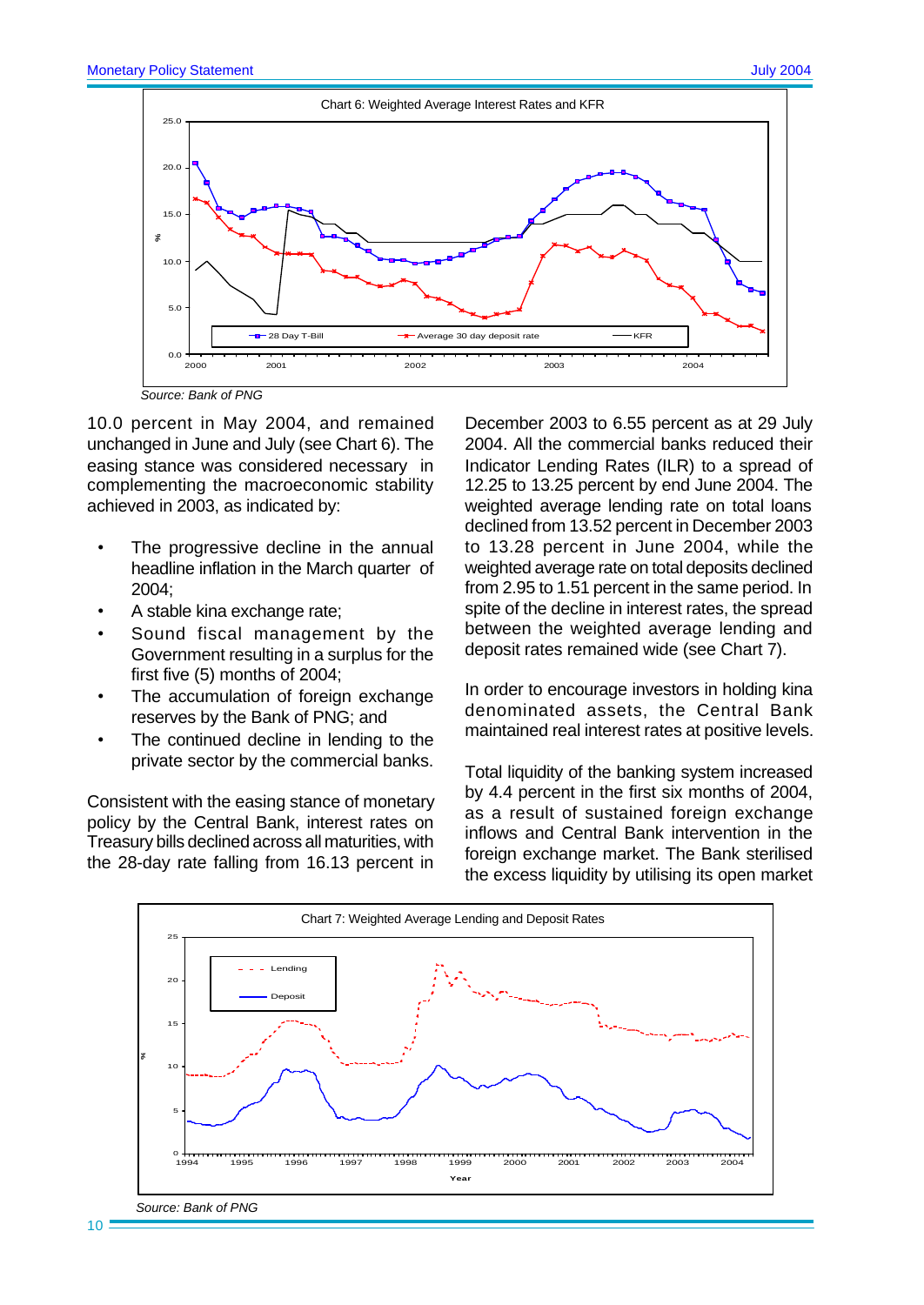Chart 6: Weighted Average Interest Rates and KFR

*Source: Bank of PNG*

10.0 percent in May 2004, and remained unchanged in June and July (see Chart 6). The easing stance was considered necessary in complementing the macroeconomic stability achieved in 2003, as indicated by:

- The progressive decline in the annual headline inflation in the March quarter of 2004;
- A stable kina exchange rate;
- Sound fiscal management by the Government resulting in a surplus for the first five (5) months of 2004;
- The accumulation of foreign exchange reserves by the Bank of PNG; and
- The continued decline in lending to the private sector by the commercial banks.

Consistent with the easing stance of monetary policy by the Central Bank, interest rates on Treasury bills declined across all maturities, with the 28-day rate falling from 16.13 percent in December 2003 to 6.55 percent as at 29 July 2004. All the commercial banks reduced their Indicator Lending Rates (ILR) to a spread of 12.25 to 13.25 percent by end June 2004. The weighted average lending rate on total loans declined from 13.52 percent in December 2003 to 13.28 percent in June 2004, while the weighted average rate on total deposits declined from 2.95 to 1.51 percent in the same period. In spite of the decline in interest rates, the spread between the weighted average lending and deposit rates remained wide (see Chart 7).

In order to encourage investors in holding kina denominated assets, the Central Bank maintained real interest rates at positive levels.

Total liquidity of the banking system increased by 4.4 percent in the first six months of 2004, as a result of sustained foreign exchange inflows and Central Bank intervention in the foreign exchange market. The Bank sterilised the excess liquidity by utilising its open market

Chart 7: Weighted Average Lending and Deposit Rates

*Source: Bank of PNG*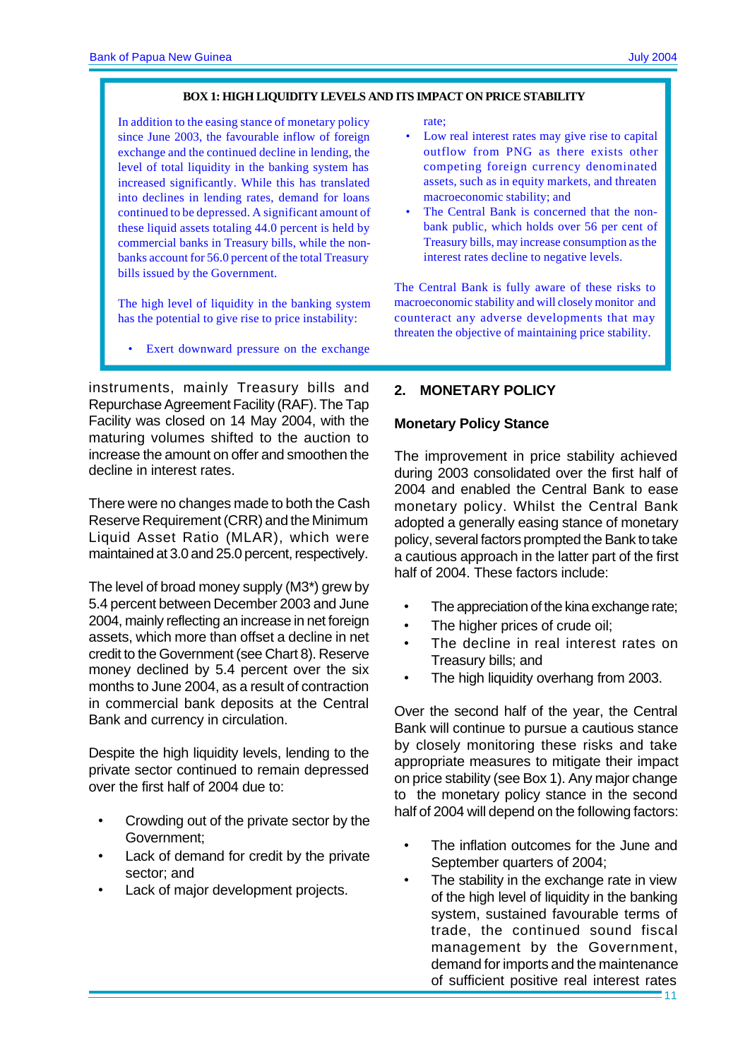**BOX 1: HIGH LIQUIDITY LEVELS AND ITS IMPACT ON PRICE STABILITY**

In addition to the easing stance of monetary policy since June 2003, the favourable inflow of foreign exchange and the continued decline in lending, the level of total liquidity in the banking system has increased significantly. While this has translated into declines in lending rates, demand for loans continued to be depressed. A significant amount of these liquid assets totaling 44.0 percent is held by commercial banks in Treasury bills, while the non-banks account for 56.0 percent of the total Treasury bills issued by the Government.

The high level of liquidity in the banking system has the potential to give rise to price instability:

- Exert downward pressure on the exchange rate;
- Low real interest rates may give rise to capital outflow from PNG as there exists other competing foreign currency denominated assets, such as in equity markets, and threaten macroeconomic stability; and
- The Central Bank is concerned that the non-bank public, which holds over 56 per cent of Treasury bills, may increase consumption as the interest rates decline to negative levels.

The Central Bank is fully aware of these risks to macroeconomic stability and will closely monitor and counteract any adverse developments that may threaten the objective of maintaining price stability.

---

instruments, mainly Treasury bills and Repurchase Agreement Facility (RAF). The Tap Facility was closed on 14 May 2004, with the maturing volumes shifted to the auction to increase the amount on offer and smoothen the decline in interest rates.

There were no changes made to both the Cash Reserve Requirement (CRR) and the Minimum Liquid Asset Ratio (MLAR), which were maintained at 3.0 and 25.0 percent, respectively.

The level of broad money supply (M3*) grew by 5.4 percent between December 2003 and June 2004, mainly reflecting an increase in net foreign assets, which more than offset a decline in net credit to the Government (see Chart 8). Reserve money declined by 5.4 percent over the six months to June 2004, as a result of contraction in commercial bank deposits at the Central Bank and currency in circulation.

Despite the high liquidity levels, lending to the private sector continued to remain depressed over the first half of 2004 due to:

- Crowding out of the private sector by the Government;
- Lack of demand for credit by the private sector; and
- Lack of major development projects.

## 2. MONETARY POLICY

### Monetary Policy Stance

The improvement in price stability achieved during 2003 consolidated over the first half of 2004 and enabled the Central Bank to ease monetary policy. Whilst the Central Bank adopted a generally easing stance of monetary policy, several factors prompted the Bank to take a cautious approach in the latter part of the first half of 2004. These factors include:

- The appreciation of the kina exchange rate;
- The higher prices of crude oil;
- The decline in real interest rates on Treasury bills; and
- The high liquidity overhang from 2003.

Over the second half of the year, the Central Bank will continue to pursue a cautious stance by closely monitoring these risks and take appropriate measures to mitigate their impact on price stability (see Box 1). Any major change to the monetary policy stance in the second half of 2004 will depend on the following factors:

- The inflation outcomes for the June and September quarters of 2004;
- The stability in the exchange rate in view of the high level of liquidity in the banking system, sustained favourable terms of trade, the continued sound fiscal management by the Government, demand for imports and the maintenance of sufficient positive real interest rates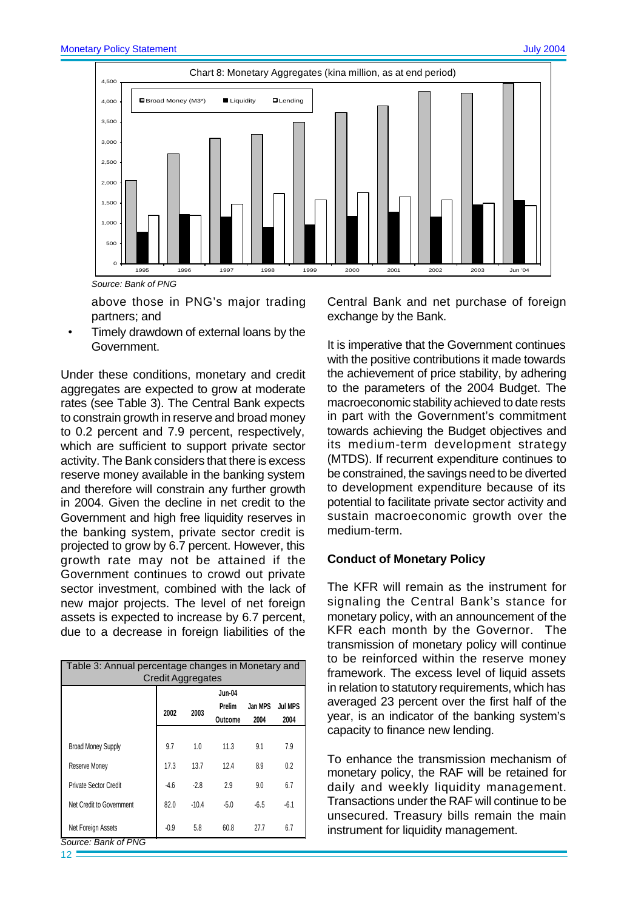Chart 8: Monetary Aggregates (kina million, as at end period)

Source: Bank of PNG

above those in PNG's major trading partners; and

- Timely drawdown of external loans by the Government.

Under these conditions, monetary and credit aggregates are expected to grow at moderate rates (see Table 3). The Central Bank expects to constrain growth in reserve and broad money to 0.2 percent and 7.9 percent, respectively, which are sufficient to support private sector activity. The Bank considers that there is excess reserve money available in the banking system and therefore will constrain any further growth in 2004. Given the decline in net credit to the Government and high free liquidity reserves in the banking system, private sector credit is projected to grow by 6.7 percent. However, this growth rate may not be attained if the Government continues to crowd out private sector investment, combined with the lack of new major projects. The level of net foreign assets is expected to increase by 6.7 percent, due to a decrease in foreign liabilities of the Central Bank and net purchase of foreign exchange by the Bank.

| Table 3: Annual percentage changes in Monetary and Credit Aggregates | | | | | |
|---|---|---|---|---|---|
| | 2002 | 2003 | Jun-04 Prelim Outcome | Jan MPS 2004 | Jul MPS 2004 |
| Broad Money Supply | 9.7 | 1.0 | 11.3 | 9.1 | 7.9 |
| Reserve Money | 17.3 | 13.7 | 12.4 | 8.9 | 0.2 |
| Private Sector Credit | -4.6 | -2.8 | 2.9 | 9.0 | 6.7 |
| Net Credit to Government | 82.0 | -10.4 | -5.0 | -6.5 | -6.1 |
| Net Foreign Assets | -0.9 | 5.8 | 60.8 | 27.7 | 6.7 |

Source: Bank of PNG

It is imperative that the Government continues with the positive contributions it made towards the achievement of price stability, by adhering to the parameters of the 2004 Budget. The macroeconomic stability achieved to date rests in part with the Government's commitment towards achieving the Budget objectives and its medium-term development strategy (MTDS). If recurrent expenditure continues to be constrained, the savings need to be diverted to development expenditure because of its potential to facilitate private sector activity and sustain macroeconomic growth over the medium-term.

**Conduct of Monetary Policy**

The KFR will remain as the instrument for signaling the Central Bank's stance for monetary policy, with an announcement of the KFR each month by the Governor. The transmission of monetary policy will continue to be reinforced within the reserve money framework. The excess level of liquid assets in relation to statutory requirements, which has averaged 23 percent over the first half of the year, is an indicator of the banking system's capacity to finance new lending.

To enhance the transmission mechanism of monetary policy, the RAF will be retained for daily and weekly liquidity management. Transactions under the RAF will continue to be unsecured. Treasury bills remain the main instrument for liquidity management.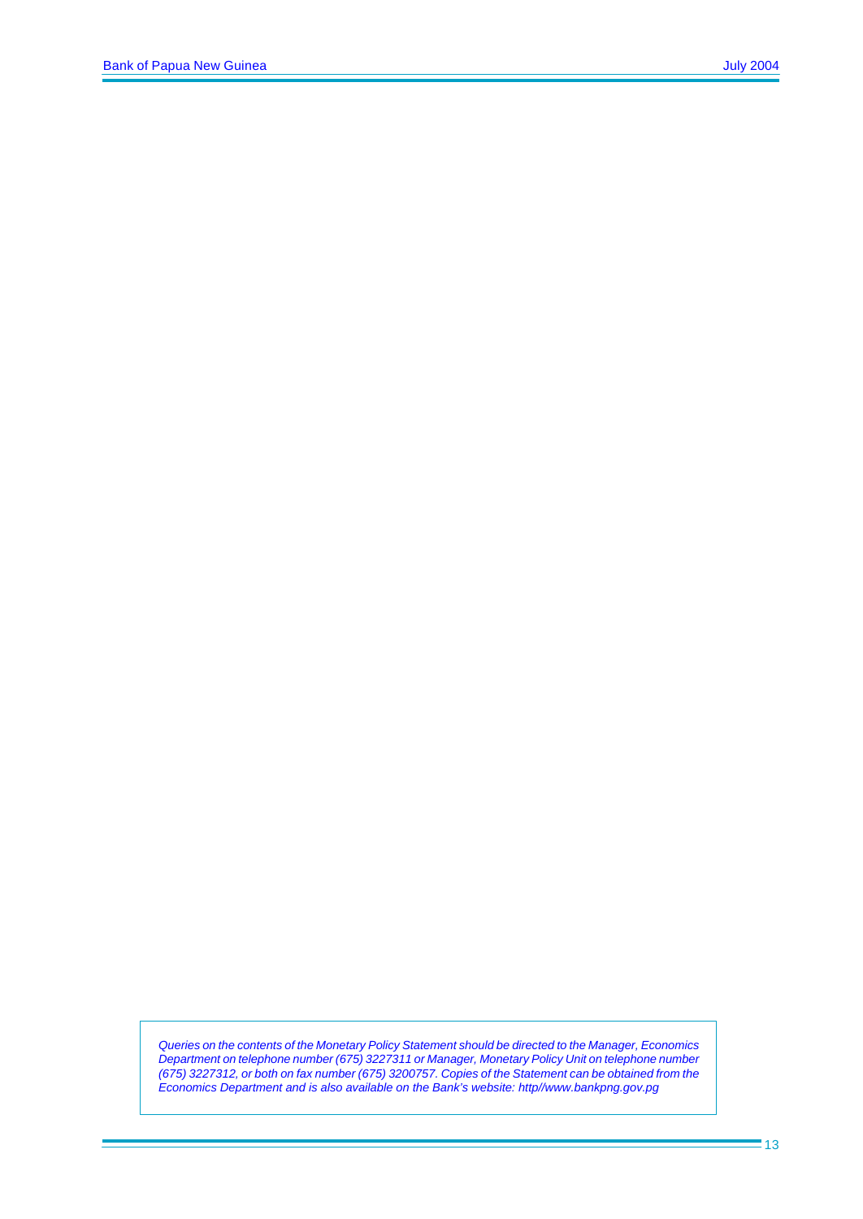*Queries on the contents of the Monetary Policy Statement should be directed to the Manager, Economics Department on telephone number (675) 3227311 or Manager, Monetary Policy Unit on telephone number (675) 3227312, or both on fax number (675) 3200757. Copies of the Statement can be obtained from the Economics Department and is also available on the Bank's website: http//www.bankpng.gov.pg*